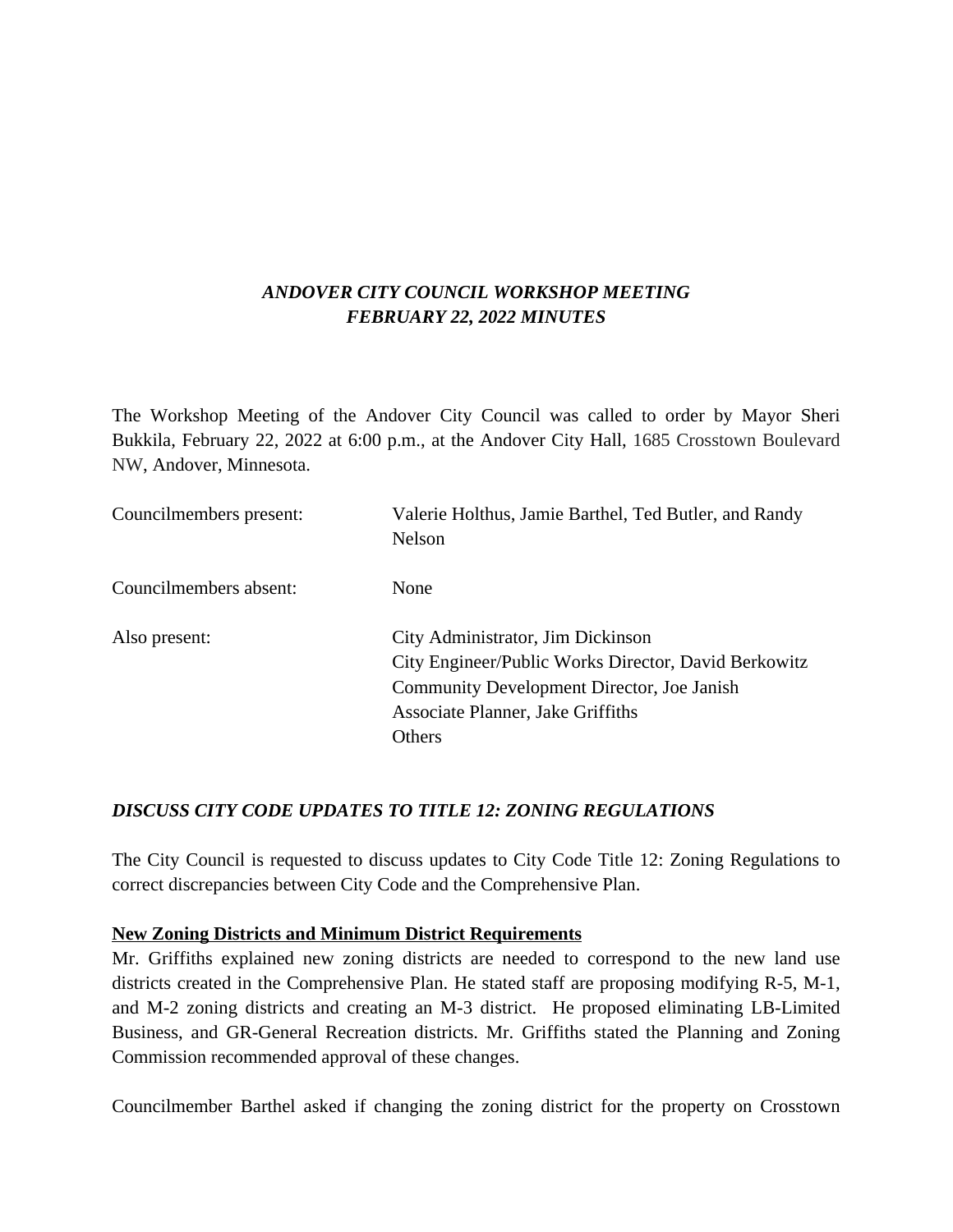# *ANDOVER CITY COUNCIL WORKSHOP MEETING*
# *FEBRUARY 22, 2022 MINUTES*

The Workshop Meeting of the Andover City Council was called to order by Mayor Sheri Bukkila, February 22, 2022 at 6:00 p.m., at the Andover City Hall, 1685 Crosstown Boulevard NW, Andover, Minnesota.

| | |
|---|---|
| Councilmembers present: | Valerie Holthus, Jamie Barthel, Ted Butler, and Randy Nelson |
| Councilmembers absent: | None |
| Also present: | City Administrator, Jim Dickinson<br>City Engineer/Public Works Director, David Berkowitz<br>Community Development Director, Joe Janish<br>Associate Planner, Jake Griffiths<br>Others |

## *DISCUSS CITY CODE UPDATES TO TITLE 12: ZONING REGULATIONS*

The City Council is requested to discuss updates to City Code Title 12: Zoning Regulations to correct discrepancies between City Code and the Comprehensive Plan.

**New Zoning Districts and Minimum District Requirements**

Mr. Griffiths explained new zoning districts are needed to correspond to the new land use districts created in the Comprehensive Plan. He stated staff are proposing modifying R-5, M-1, and M-2 zoning districts and creating an M-3 district. He proposed eliminating LB-Limited Business, and GR-General Recreation districts. Mr. Griffiths stated the Planning and Zoning Commission recommended approval of these changes.

Councilmember Barthel asked if changing the zoning district for the property on Crosstown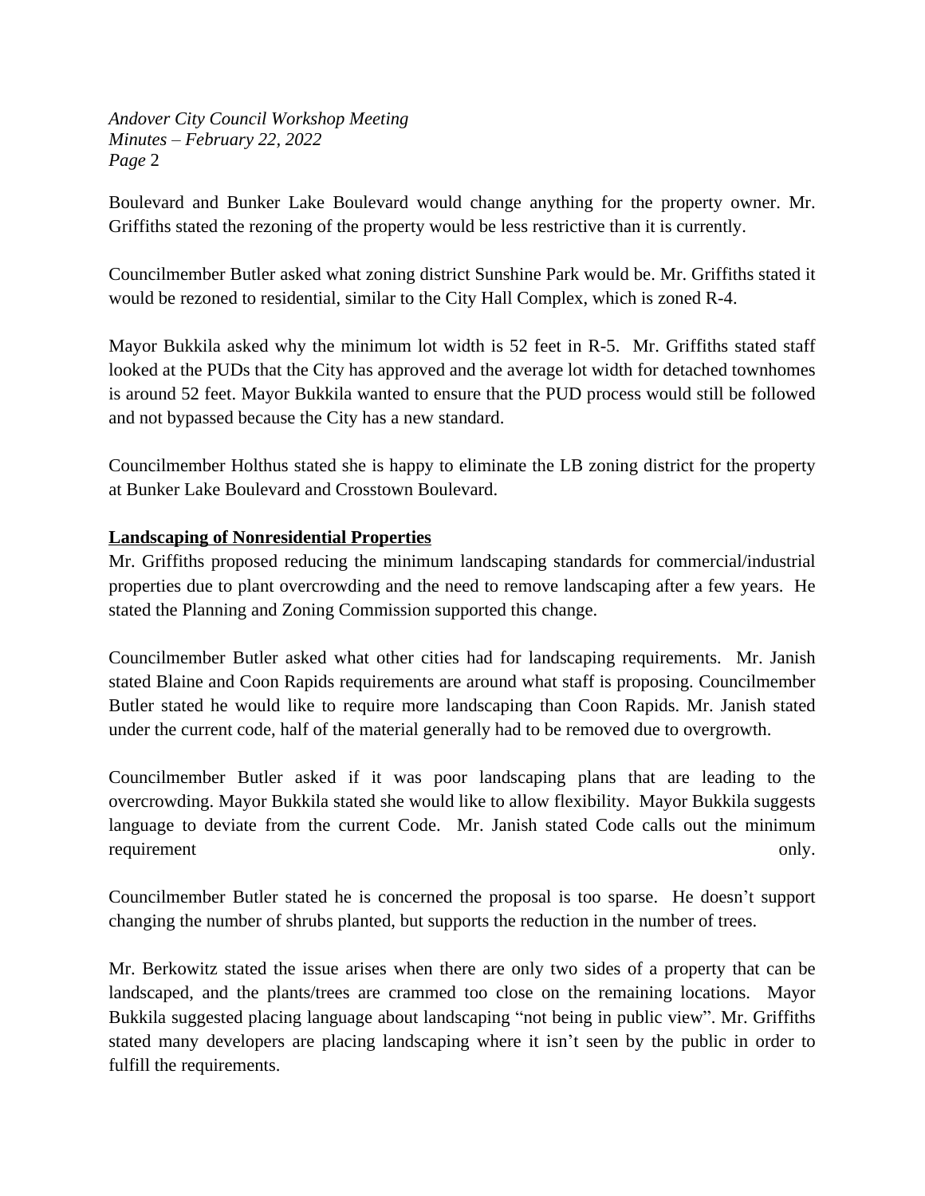Boulevard and Bunker Lake Boulevard would change anything for the property owner. Mr. Griffiths stated the rezoning of the property would be less restrictive than it is currently.

Councilmember Butler asked what zoning district Sunshine Park would be. Mr. Griffiths stated it would be rezoned to residential, similar to the City Hall Complex, which is zoned R-4.

Mayor Bukkila asked why the minimum lot width is 52 feet in R-5. Mr. Griffiths stated staff looked at the PUDs that the City has approved and the average lot width for detached townhomes is around 52 feet. Mayor Bukkila wanted to ensure that the PUD process would still be followed and not bypassed because the City has a new standard.

Councilmember Holthus stated she is happy to eliminate the LB zoning district for the property at Bunker Lake Boulevard and Crosstown Boulevard.

**Landscaping of Nonresidential Properties**

Mr. Griffiths proposed reducing the minimum landscaping standards for commercial/industrial properties due to plant overcrowding and the need to remove landscaping after a few years. He stated the Planning and Zoning Commission supported this change.

Councilmember Butler asked what other cities had for landscaping requirements. Mr. Janish stated Blaine and Coon Rapids requirements are around what staff is proposing. Councilmember Butler stated he would like to require more landscaping than Coon Rapids. Mr. Janish stated under the current code, half of the material generally had to be removed due to overgrowth.

Councilmember Butler asked if it was poor landscaping plans that are leading to the overcrowding. Mayor Bukkila stated she would like to allow flexibility. Mayor Bukkila suggests language to deviate from the current Code. Mr. Janish stated Code calls out the minimum requirement only.

Councilmember Butler stated he is concerned the proposal is too sparse. He doesn't support changing the number of shrubs planted, but supports the reduction in the number of trees.

Mr. Berkowitz stated the issue arises when there are only two sides of a property that can be landscaped, and the plants/trees are crammed too close on the remaining locations. Mayor Bukkila suggested placing language about landscaping "not being in public view". Mr. Griffiths stated many developers are placing landscaping where it isn't seen by the public in order to fulfill the requirements.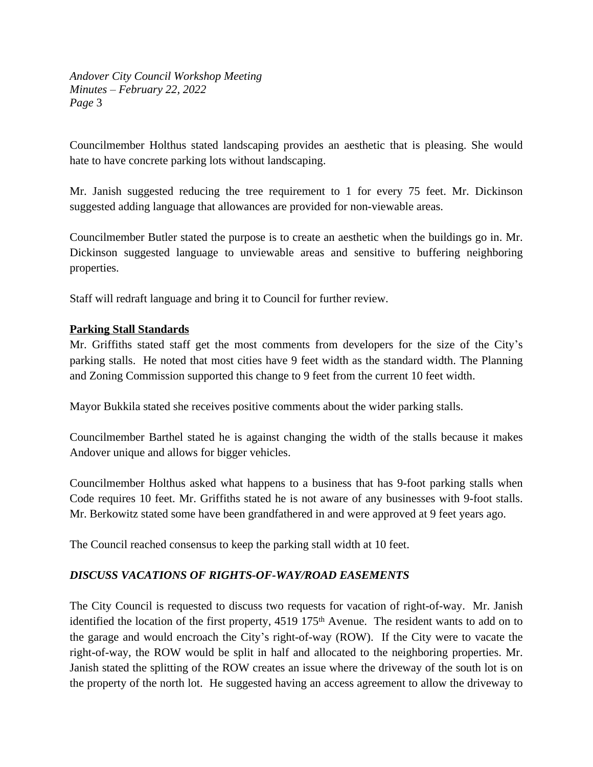Councilmember Holthus stated landscaping provides an aesthetic that is pleasing. She would hate to have concrete parking lots without landscaping.

Mr. Janish suggested reducing the tree requirement to 1 for every 75 feet. Mr. Dickinson suggested adding language that allowances are provided for non-viewable areas.

Councilmember Butler stated the purpose is to create an aesthetic when the buildings go in. Mr. Dickinson suggested language to unviewable areas and sensitive to buffering neighboring properties.

Staff will redraft language and bring it to Council for further review.

**Parking Stall Standards**

Mr. Griffiths stated staff get the most comments from developers for the size of the City's parking stalls. He noted that most cities have 9 feet width as the standard width. The Planning and Zoning Commission supported this change to 9 feet from the current 10 feet width.

Mayor Bukkila stated she receives positive comments about the wider parking stalls.

Councilmember Barthel stated he is against changing the width of the stalls because it makes Andover unique and allows for bigger vehicles.

Councilmember Holthus asked what happens to a business that has 9-foot parking stalls when Code requires 10 feet. Mr. Griffiths stated he is not aware of any businesses with 9-foot stalls. Mr. Berkowitz stated some have been grandfathered in and were approved at 9 feet years ago.

The Council reached consensus to keep the parking stall width at 10 feet.

***DISCUSS VACATIONS OF RIGHTS-OF-WAY/ROAD EASEMENTS***

The City Council is requested to discuss two requests for vacation of right-of-way. Mr. Janish identified the location of the first property, 4519 175th Avenue. The resident wants to add on to the garage and would encroach the City's right-of-way (ROW). If the City were to vacate the right-of-way, the ROW would be split in half and allocated to the neighboring properties. Mr. Janish stated the splitting of the ROW creates an issue where the driveway of the south lot is on the property of the north lot. He suggested having an access agreement to allow the driveway to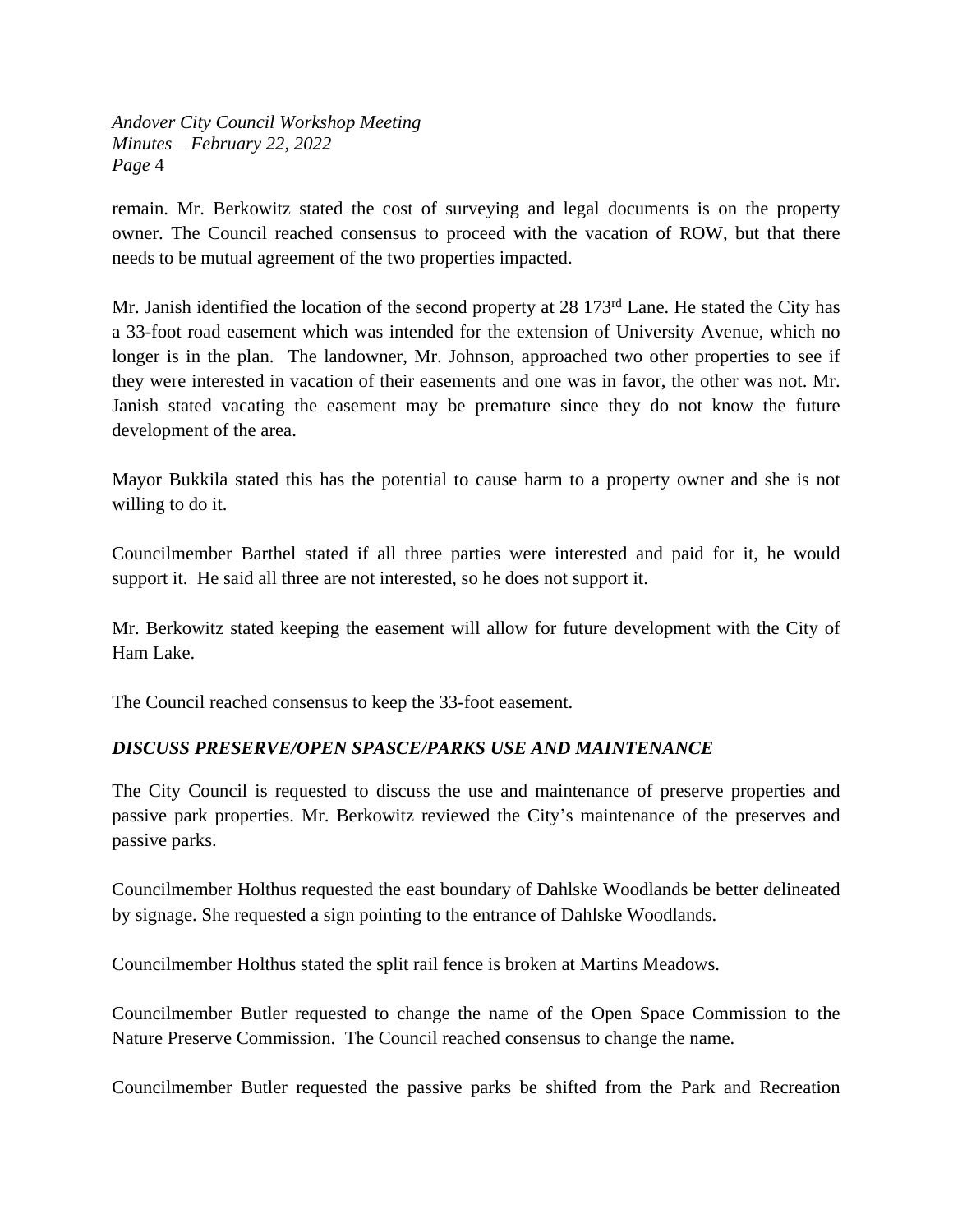remain. Mr. Berkowitz stated the cost of surveying and legal documents is on the property owner. The Council reached consensus to proceed with the vacation of ROW, but that there needs to be mutual agreement of the two properties impacted.

Mr. Janish identified the location of the second property at 28 173rd Lane. He stated the City has a 33-foot road easement which was intended for the extension of University Avenue, which no longer is in the plan. The landowner, Mr. Johnson, approached two other properties to see if they were interested in vacation of their easements and one was in favor, the other was not. Mr. Janish stated vacating the easement may be premature since they do not know the future development of the area.

Mayor Bukkila stated this has the potential to cause harm to a property owner and she is not willing to do it.

Councilmember Barthel stated if all three parties were interested and paid for it, he would support it. He said all three are not interested, so he does not support it.

Mr. Berkowitz stated keeping the easement will allow for future development with the City of Ham Lake.

The Council reached consensus to keep the 33-foot easement.

### *DISCUSS PRESERVE/OPEN SPASCE/PARKS USE AND MAINTENANCE*

The City Council is requested to discuss the use and maintenance of preserve properties and passive park properties. Mr. Berkowitz reviewed the City's maintenance of the preserves and passive parks.

Councilmember Holthus requested the east boundary of Dahlske Woodlands be better delineated by signage. She requested a sign pointing to the entrance of Dahlske Woodlands.

Councilmember Holthus stated the split rail fence is broken at Martins Meadows.

Councilmember Butler requested to change the name of the Open Space Commission to the Nature Preserve Commission. The Council reached consensus to change the name.

Councilmember Butler requested the passive parks be shifted from the Park and Recreation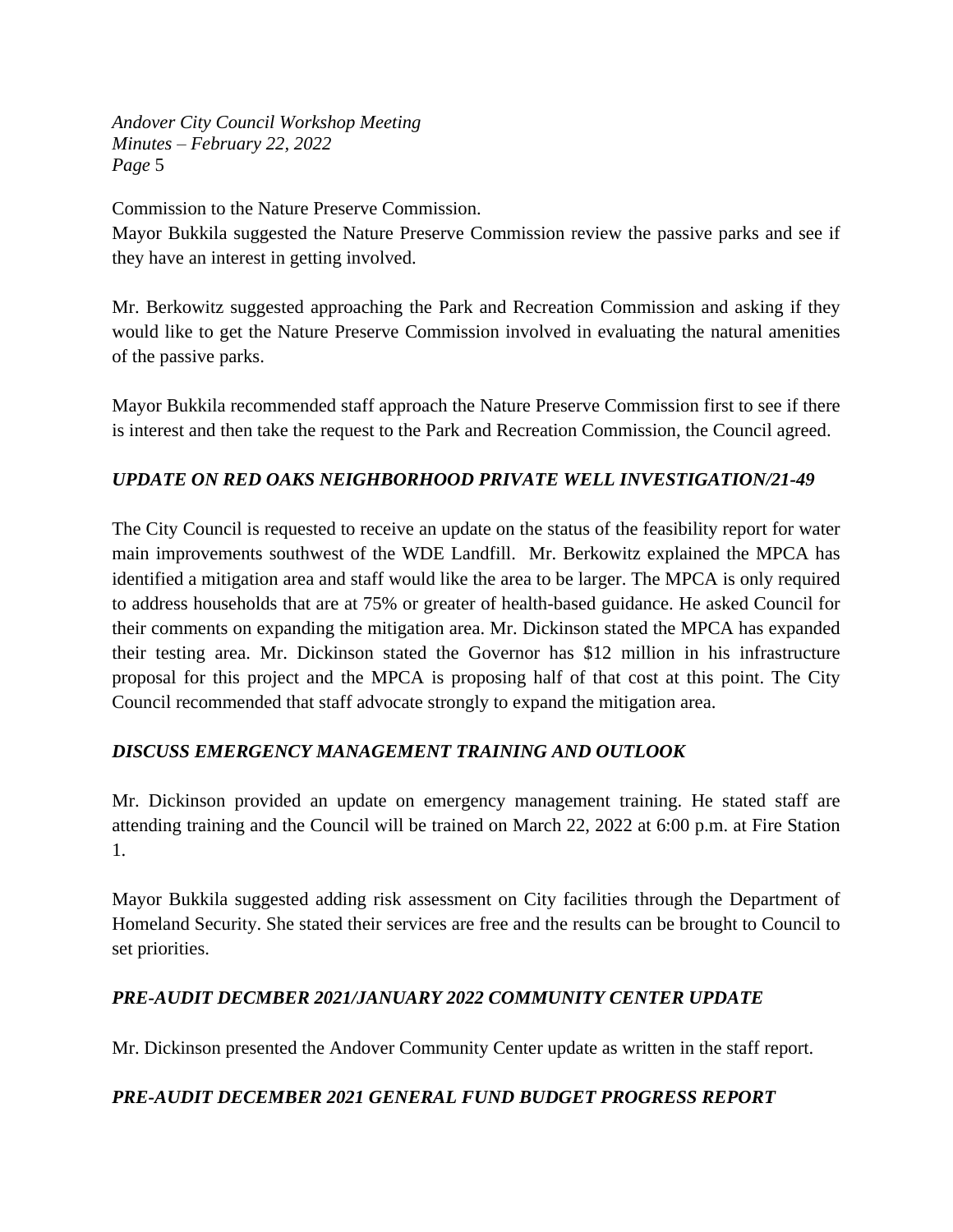Commission to the Nature Preserve Commission.

Mayor Bukkila suggested the Nature Preserve Commission review the passive parks and see if they have an interest in getting involved.

Mr. Berkowitz suggested approaching the Park and Recreation Commission and asking if they would like to get the Nature Preserve Commission involved in evaluating the natural amenities of the passive parks.

Mayor Bukkila recommended staff approach the Nature Preserve Commission first to see if there is interest and then take the request to the Park and Recreation Commission, the Council agreed.

***UPDATE ON RED OAKS NEIGHBORHOOD PRIVATE WELL INVESTIGATION/21-49***

The City Council is requested to receive an update on the status of the feasibility report for water main improvements southwest of the WDE Landfill. Mr. Berkowitz explained the MPCA has identified a mitigation area and staff would like the area to be larger. The MPCA is only required to address households that are at 75% or greater of health-based guidance. He asked Council for their comments on expanding the mitigation area. Mr. Dickinson stated the MPCA has expanded their testing area. Mr. Dickinson stated the Governor has $12 million in his infrastructure proposal for this project and the MPCA is proposing half of that cost at this point. The City Council recommended that staff advocate strongly to expand the mitigation area.

***DISCUSS EMERGENCY MANAGEMENT TRAINING AND OUTLOOK***

Mr. Dickinson provided an update on emergency management training. He stated staff are attending training and the Council will be trained on March 22, 2022 at 6:00 p.m. at Fire Station 1.

Mayor Bukkila suggested adding risk assessment on City facilities through the Department of Homeland Security. She stated their services are free and the results can be brought to Council to set priorities.

***PRE-AUDIT DECMBER 2021/JANUARY 2022 COMMUNITY CENTER UPDATE***

Mr. Dickinson presented the Andover Community Center update as written in the staff report.

***PRE-AUDIT DECEMBER 2021 GENERAL FUND BUDGET PROGRESS REPORT***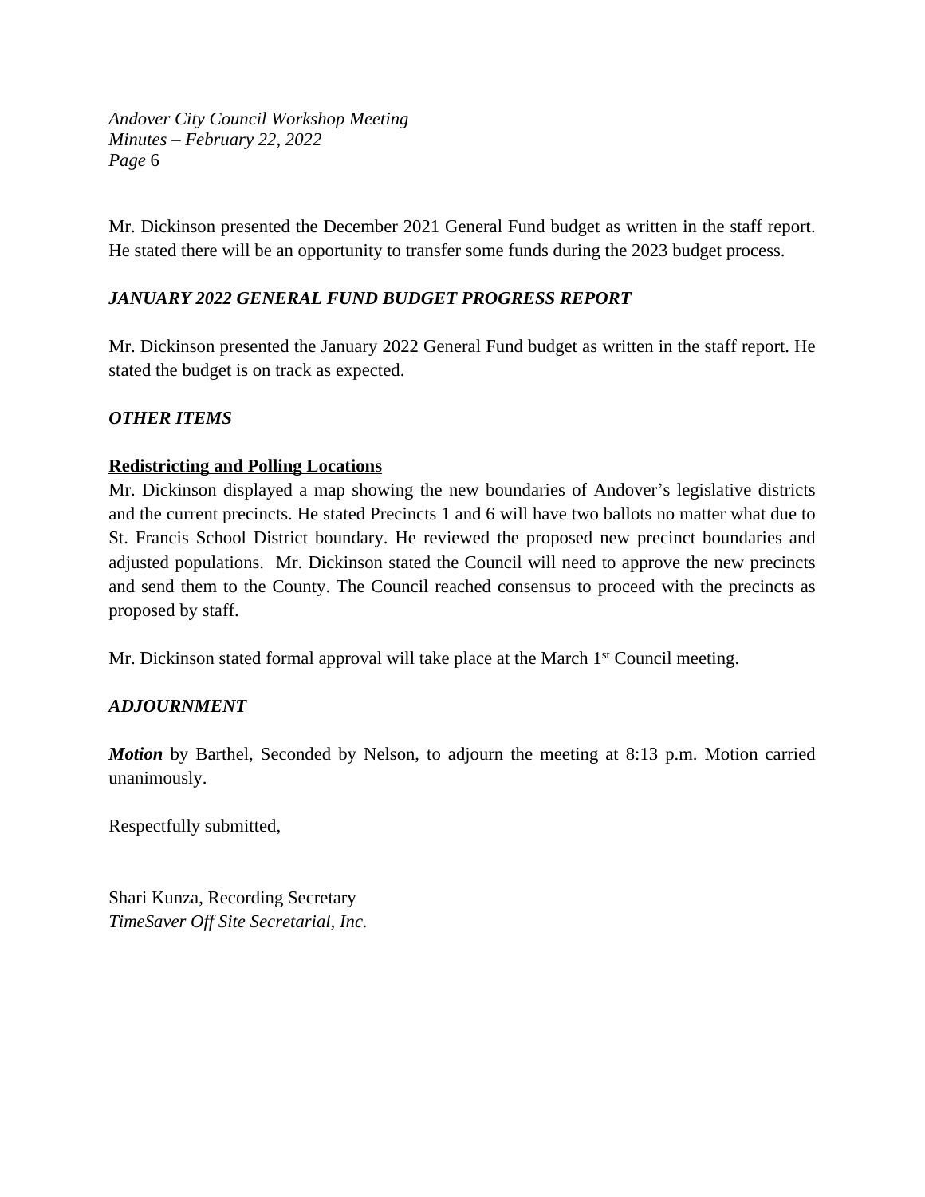Mr. Dickinson presented the December 2021 General Fund budget as written in the staff report. He stated there will be an opportunity to transfer some funds during the 2023 budget process.

### *JANUARY 2022 GENERAL FUND BUDGET PROGRESS REPORT*

Mr. Dickinson presented the January 2022 General Fund budget as written in the staff report. He stated the budget is on track as expected.

### *OTHER ITEMS*

**Redistricting and Polling Locations**

Mr. Dickinson displayed a map showing the new boundaries of Andover's legislative districts and the current precincts. He stated Precincts 1 and 6 will have two ballots no matter what due to St. Francis School District boundary. He reviewed the proposed new precinct boundaries and adjusted populations. Mr. Dickinson stated the Council will need to approve the new precincts and send them to the County. The Council reached consensus to proceed with the precincts as proposed by staff.

Mr. Dickinson stated formal approval will take place at the March 1st Council meeting.

### *ADJOURNMENT*

***Motion*** by Barthel, Seconded by Nelson, to adjourn the meeting at 8:13 p.m. Motion carried unanimously.

Respectfully submitted,

Shari Kunza, Recording Secretary
*TimeSaver Off Site Secretarial, Inc.*